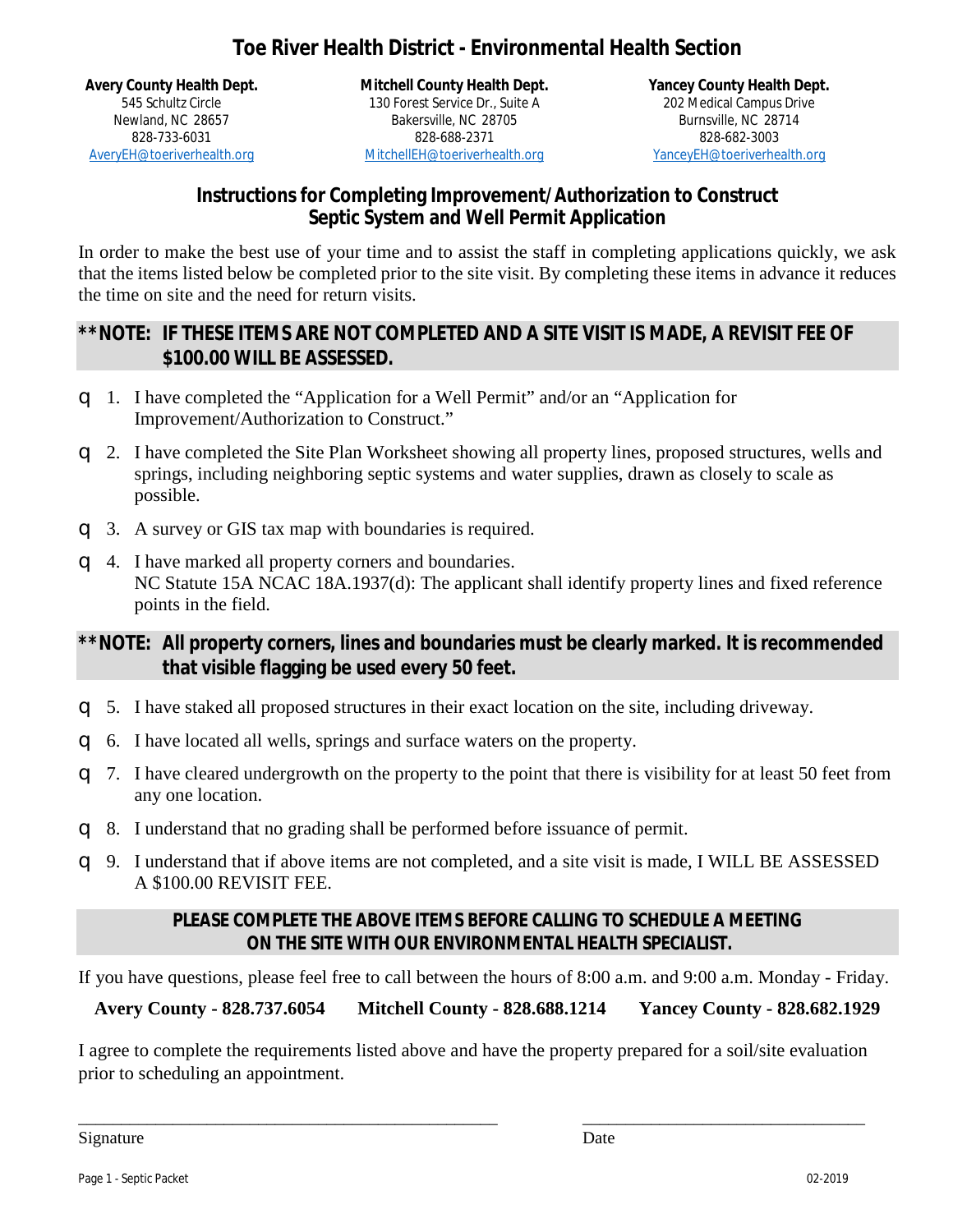# Toe River Health District - Environmental Health Section

**Avery County Health Dept.**
545 Schultz Circle
Newland, NC 28657
828-733-6031
AveryEH@toeriverhealth.org

**Mitchell County Health Dept.**
130 Forest Service Dr., Suite A
Bakersville, NC 28705
828-688-2371
MitchellEH@toeriverhealth.org

**Yancey County Health Dept.**
202 Medical Campus Drive
Burnsville, NC 28714
828-682-3003
YanceyEH@toeriverhealth.org

## Instructions for Completing Improvement/Authorization to Construct Septic System and Well Permit Application

In order to make the best use of your time and to assist the staff in completing applications quickly, we ask that the items listed below be completed prior to the site visit. By completing these items in advance it reduces the time on site and the need for return visits.

**\*\*NOTE: IF THESE ITEMS ARE NOT COMPLETED AND A SITE VISIT IS MADE, A REVISIT FEE OF $100.00 WILL BE ASSESSED.**

- ☐ 1. I have completed the "Application for a Well Permit" and/or an "Application for Improvement/Authorization to Construct."
- ☐ 2. I have completed the Site Plan Worksheet showing all property lines, proposed structures, wells and springs, including neighboring septic systems and water supplies, drawn as closely to scale as possible.
- ☐ 3. A survey or GIS tax map with boundaries is required.
- ☐ 4. I have marked all property corners and boundaries.
  NC Statute 15A NCAC 18A.1937(d): The applicant shall identify property lines and fixed reference points in the field.

**\*\*NOTE: All property corners, lines and boundaries must be clearly marked. It is recommended that visible flagging be used every 50 feet.**

- ☐ 5. I have staked all proposed structures in their exact location on the site, including driveway.
- ☐ 6. I have located all wells, springs and surface waters on the property.
- ☐ 7. I have cleared undergrowth on the property to the point that there is visibility for at least 50 feet from any one location.
- ☐ 8. I understand that no grading shall be performed before issuance of permit.
- ☐ 9. I understand that if above items are not completed, and a site visit is made, I WILL BE ASSESSED A $100.00 REVISIT FEE.

**PLEASE COMPLETE THE ABOVE ITEMS BEFORE CALLING TO SCHEDULE A MEETING ON THE SITE WITH OUR ENVIRONMENTAL HEALTH SPECIALIST.**

If you have questions, please feel free to call between the hours of 8:00 a.m. and 9:00 a.m. Monday - Friday.

**Avery County - 828.737.6054 Mitchell County - 828.688.1214 Yancey County - 828.682.1929**

I agree to complete the requirements listed above and have the property prepared for a soil/site evaluation prior to scheduling an appointment.

\_\_\_\_\_\_\_\_\_\_\_\_\_\_\_\_\_\_\_\_\_\_\_\_\_\_\_\_\_\_\_\_\_\_\_\_ \_\_\_\_\_\_\_\_\_\_\_\_\_\_\_\_\_\_\_\_\_\_\_\_
Signature Date

Page 1 - Septic Packet 02-2019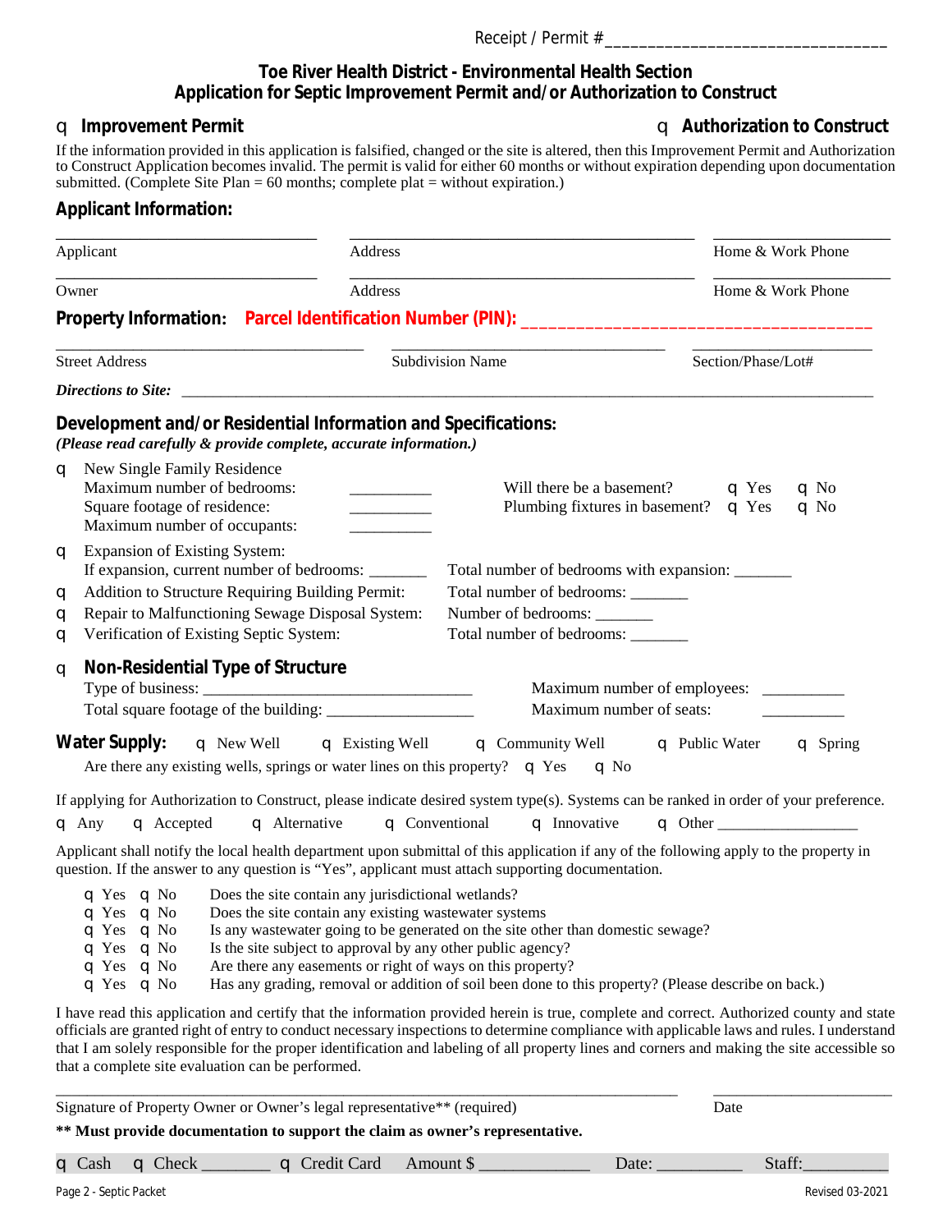Receipt / Permit # ________________________________

# Toe River Health District - Environmental Health Section
## Application for Septic Improvement Permit and/or Authorization to Construct

☐ **Improvement Permit** ☐ **Authorization to Construct**

If the information provided in this application is falsified, changed or the site is altered, then this Improvement Permit and Authorization to Construct Application becomes invalid. The permit is valid for either 60 months or without expiration depending upon documentation submitted. (Complete Site Plan = 60 months; complete plat = without expiration.)

## Applicant Information:

______________________________ ________________________________________ ____________________
Applicant Address Home & Work Phone

______________________________ ________________________________________ ____________________
Owner Address Home & Work Phone

**Property Information:** **Parcel Identification Number (PIN):** ____________________________________

____________________________________ ________________________________ ____________________
Street Address Subdivision Name Section/Phase/Lot#

***Directions to Site:*** ________________________________________________________________________________

## Development and/or Residential Information and Specifications:

***(Please read carefully & provide complete, accurate information.)***

☐ New Single Family Residence
 Maximum number of bedrooms: __________
 Square footage of residence: __________
 Maximum number of occupants: __________
 Will there be a basement? ☐ Yes ☐ No
 Plumbing fixtures in basement? ☐ Yes ☐ No

☐ Expansion of Existing System:
 If expansion, current number of bedrooms: _______ Total number of bedrooms with expansion: _______

☐ Addition to Structure Requiring Building Permit: Total number of bedrooms: _______

☐ Repair to Malfunctioning Sewage Disposal System: Number of bedrooms: _______

☐ Verification of Existing Septic System: Total number of bedrooms: _______

☐ **Non-Residential Type of Structure**
 Type of business: ________________________________ Maximum number of employees: __________
 Total square footage of the building: _________________ Maximum number of seats: __________

**Water Supply:** ☐ New Well ☐ Existing Well ☐ Community Well ☐ Public Water ☐ Spring

Are there any existing wells, springs or water lines on this property? ☐ Yes ☐ No

If applying for Authorization to Construct, please indicate desired system type(s). Systems can be ranked in order of your preference.

☐ Any ☐ Accepted ☐ Alternative ☐ Conventional ☐ Innovative ☐ Other _________________

Applicant shall notify the local health department upon submittal of this application if any of the following apply to the property in question. If the answer to any question is "Yes", applicant must attach supporting documentation.

☐ Yes ☐ No Does the site contain any jurisdictional wetlands?
☐ Yes ☐ No Does the site contain any existing wastewater systems
☐ Yes ☐ No Is any wastewater going to be generated on the site other than domestic sewage?
☐ Yes ☐ No Is the site subject to approval by any other public agency?
☐ Yes ☐ No Are there any easements or right of ways on this property?
☐ Yes ☐ No Has any grading, removal or addition of soil been done to this property? (Please describe on back.)

I have read this application and certify that the information provided herein is true, complete and correct. Authorized county and state officials are granted right of entry to conduct necessary inspections to determine compliance with applicable laws and rules. I understand that I am solely responsible for the proper identification and labeling of all property lines and corners and making the site accessible so that a complete site evaluation can be performed.

________________________________________________________________________ ______________________
Signature of Property Owner or Owner's legal representative** (required) Date

**** Must provide documentation to support the claim as owner's representative.**

☐ Cash ☐ Check _______ ☐ Credit Card Amount $ ____________ Date: _________ Staff: _________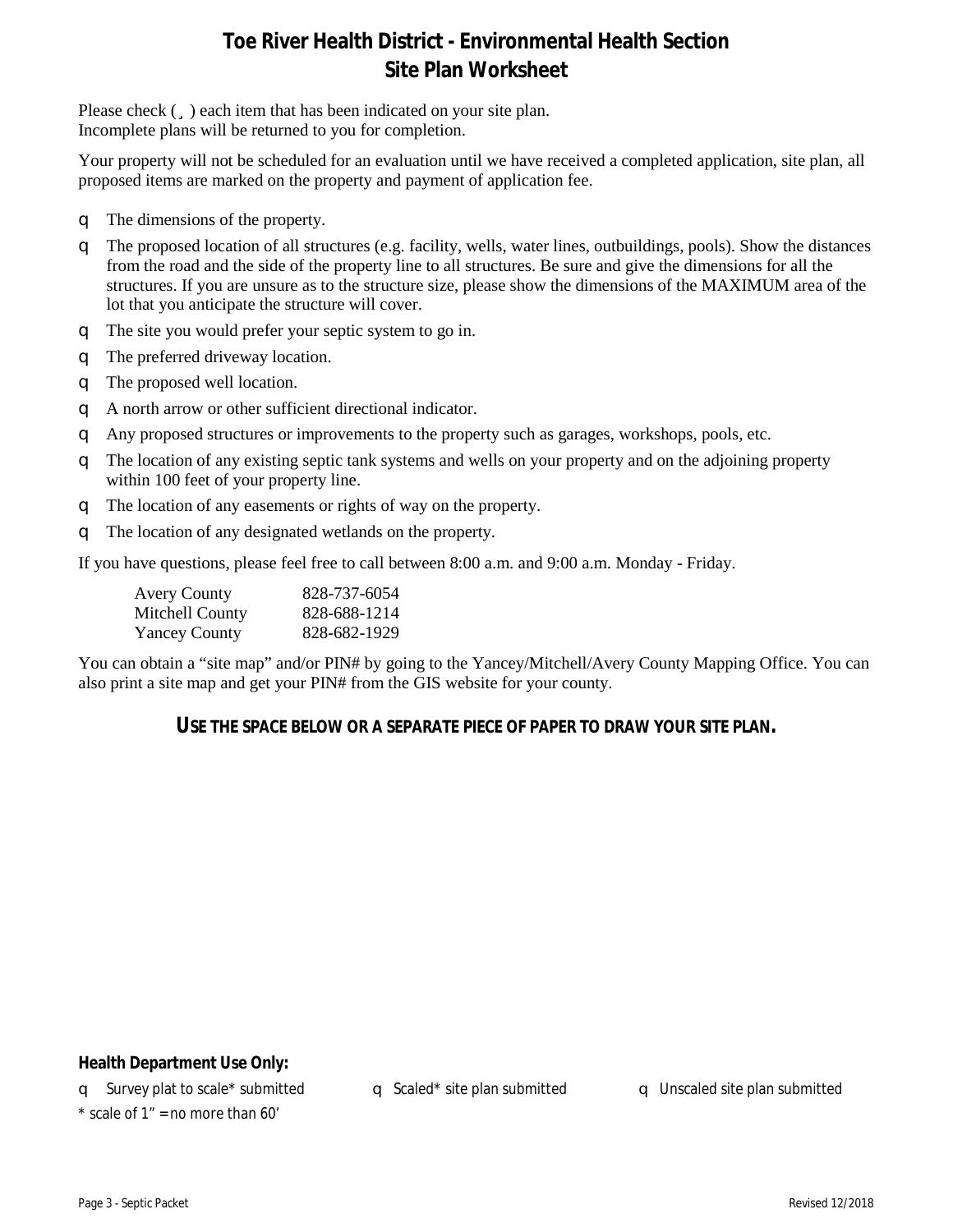# Toe River Health District - Environmental Health Section
## Site Plan Worksheet

Please check (¸) each item that has been indicated on your site plan.
Incomplete plans will be returned to you for completion.

Your property will not be scheduled for an evaluation until we have received a completed application, site plan, all proposed items are marked on the property and payment of application fee.

- ☐ The dimensions of the property.
- ☐ The proposed location of all structures (e.g. facility, wells, water lines, outbuildings, pools). Show the distances from the road and the side of the property line to all structures. Be sure and give the dimensions for all the structures. If you are unsure as to the structure size, please show the dimensions of the MAXIMUM area of the lot that you anticipate the structure will cover.
- ☐ The site you would prefer your septic system to go in.
- ☐ The preferred driveway location.
- ☐ The proposed well location.
- ☐ A north arrow or other sufficient directional indicator.
- ☐ Any proposed structures or improvements to the property such as garages, workshops, pools, etc.
- ☐ The location of any existing septic tank systems and wells on your property and on the adjoining property within 100 feet of your property line.
- ☐ The location of any easements or rights of way on the property.
- ☐ The location of any designated wetlands on the property.

If you have questions, please feel free to call between 8:00 a.m. and 9:00 a.m. Monday - Friday.

| | |
|---|---|
| Avery County | 828-737-6054 |
| Mitchell County | 828-688-1214 |
| Yancey County | 828-682-1929 |

You can obtain a "site map" and/or PIN# by going to the Yancey/Mitchell/Avery County Mapping Office. You can also print a site map and get your PIN# from the GIS website for your county.

**USE THE SPACE BELOW OR A SEPARATE PIECE OF PAPER TO DRAW YOUR SITE PLAN.**

**Health Department Use Only:**

☐ Survey plat to scale* submitted ☐ Scaled* site plan submitted ☐ Unscaled site plan submitted

* scale of 1" = no more than 60'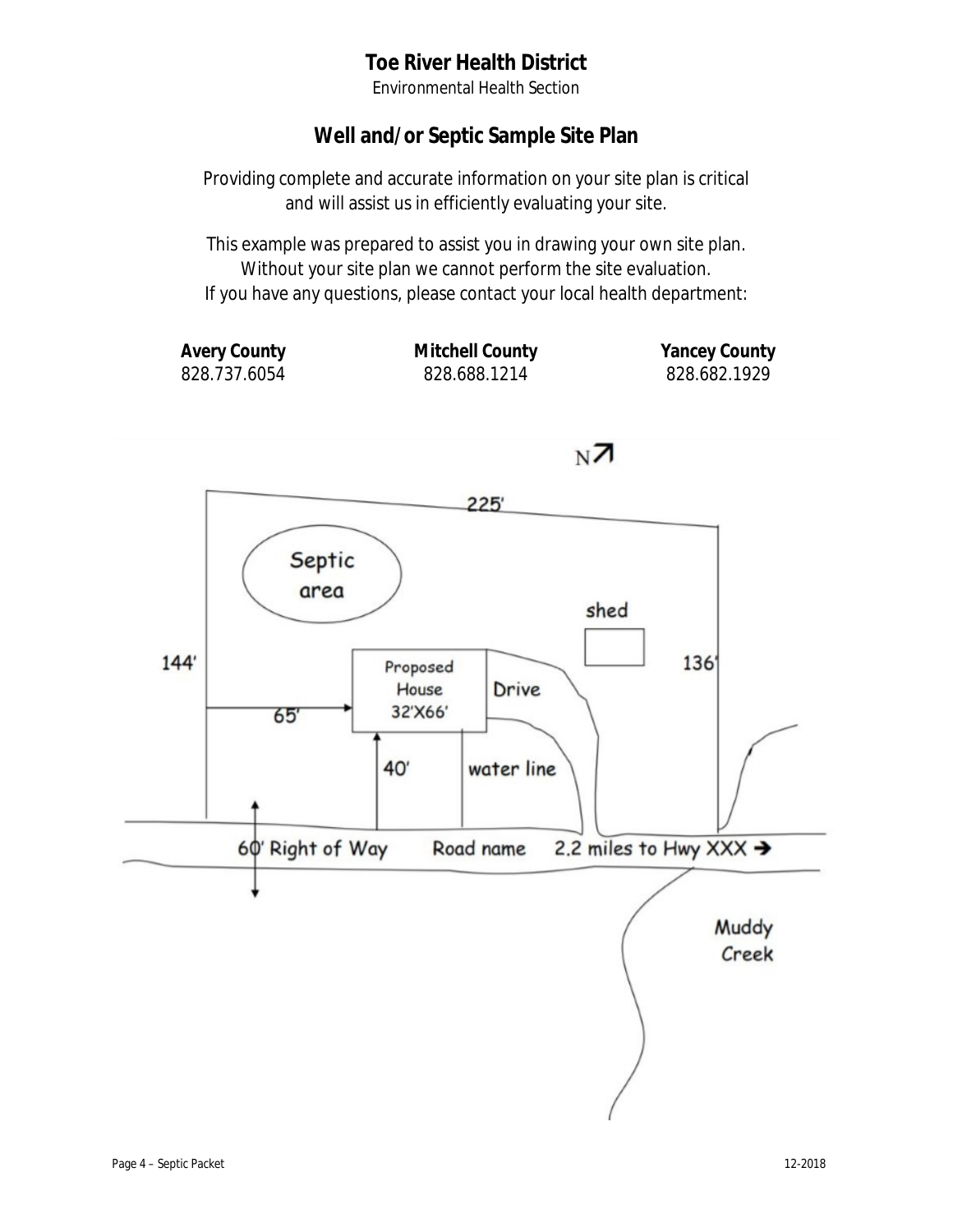# Toe River Health District

Environmental Health Section

## Well and/or Septic Sample Site Plan

Providing complete and accurate information on your site plan is critical and will assist us in efficiently evaluating your site.

This example was prepared to assist you in drawing your own site plan.
Without your site plan we cannot perform the site evaluation.
If you have any questions, please contact your local health department:

| **Avery County** | **Mitchell County** | **Yancey County** |
|---|---|---|
| 828.737.6054 | 828.688.1214 | 828.682.1929 |

N ↗

225'

Septic area

shed

144'

136'

Proposed House 32'X66'

Drive

65'

40'

water line

60' Right of Way

Road name

2.2 miles to Hwy XXX →

Muddy Creek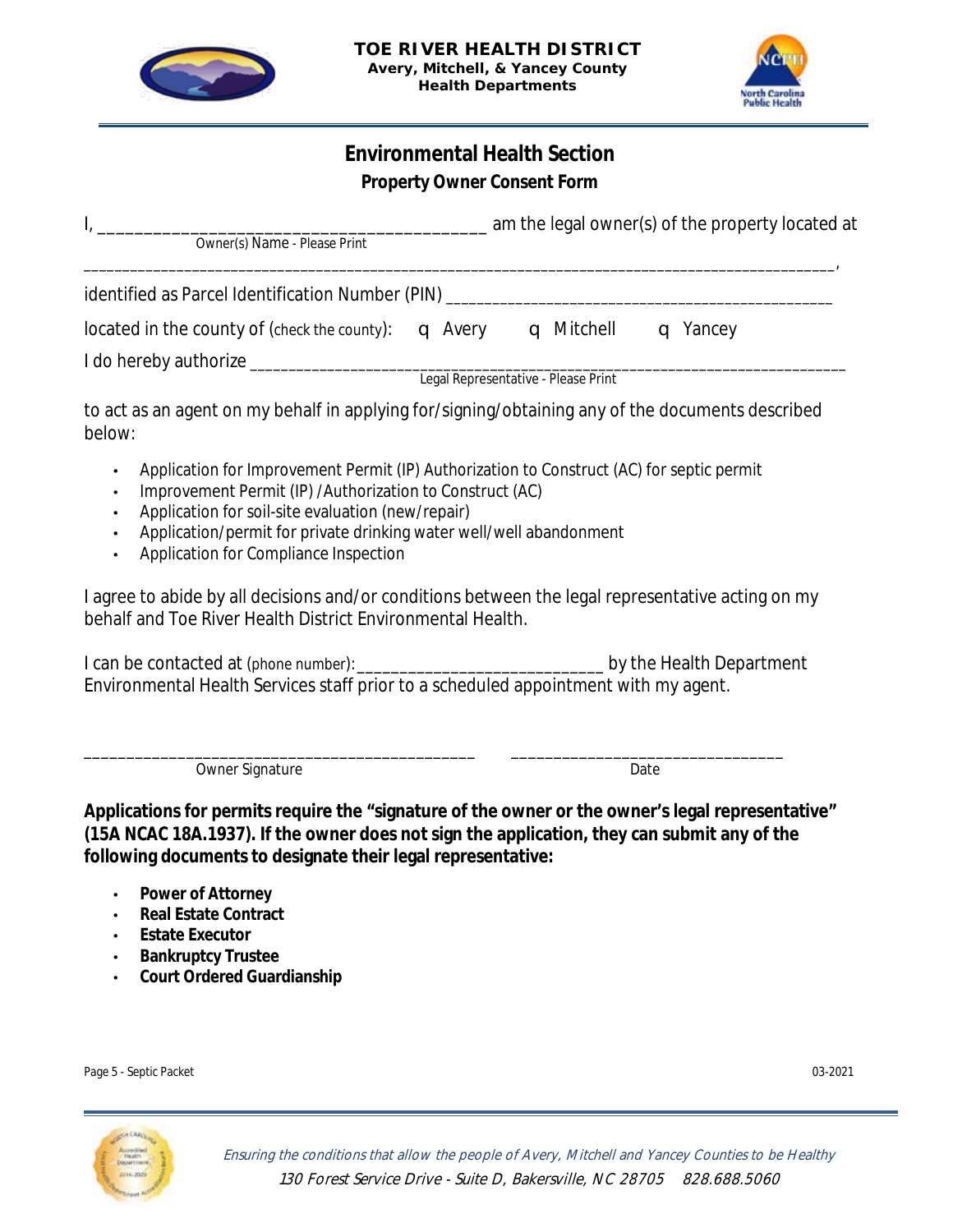**TOE RIVER HEALTH DISTRICT**
**Avery, Mitchell, & Yancey County**
**Health Departments**

# Environmental Health Section

## Property Owner Consent Form

I, ________________________________________ am the legal owner(s) of the property located at
Owner(s) Name - Please Print

__________________________________________________________________________________________,

identified as Parcel Identification Number (PIN) _______________________________________________

located in the county of (check the county): q Avery q Mitchell q Yancey

I do hereby authorize ______________________________________________________________________
Legal Representative - Please Print

to act as an agent on my behalf in applying for/signing/obtaining any of the documents described below:

- Application for Improvement Permit (IP) Authorization to Construct (AC) for septic permit
- Improvement Permit (IP) /Authorization to Construct (AC)
- Application for soil-site evaluation (new/repair)
- Application/permit for private drinking water well/well abandonment
- Application for Compliance Inspection

I agree to abide by all decisions and/or conditions between the legal representative acting on my behalf and Toe River Health District Environmental Health.

I can be contacted at (phone number):___________________________ by the Health Department Environmental Health Services staff prior to a scheduled appointment with my agent.

_____________________________________________ ______________________________
Owner Signature Date

**Applications for permits require the "signature of the owner or the owner's legal representative" (15A NCAC 18A.1937). If the owner does not sign the application, they can submit any of the following documents to designate their legal representative:**

- **Power of Attorney**
- **Real Estate Contract**
- **Estate Executor**
- **Bankruptcy Trustee**
- **Court Ordered Guardianship**

Page 5 - Septic Packet 03-2021

*Ensuring the conditions that allow the people of Avery, Mitchell and Yancey Counties to be Healthy*
*130 Forest Service Drive - Suite D, Bakersville, NC 28705 828.688.5060*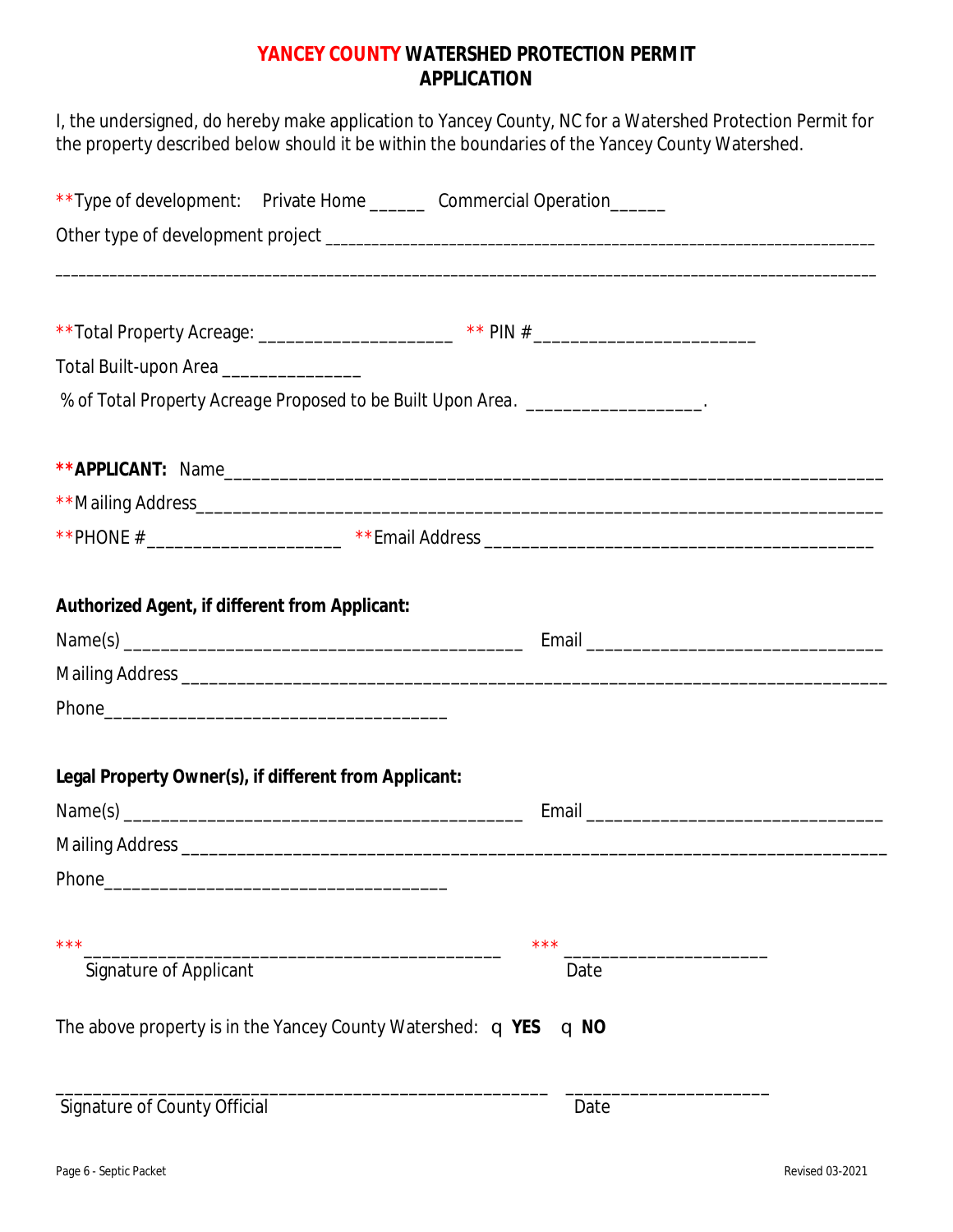# YANCEY COUNTY WATERSHED PROTECTION PERMIT APPLICATION

I, the undersigned, do hereby make application to Yancey County, NC for a Watershed Protection Permit for the property described below should it be within the boundaries of the Yancey County Watershed.

**Type of development: Private Home ______ Commercial Operation______

Other type of development project ______________________________________________________________

____________________________________________________________________________________________

**Total Property Acreage: ____________________ ** PIN #_______________________

Total Built-upon Area ______________

% of Total Property Acreage Proposed to be Built Upon Area. __________________.

****APPLICANT:** Name_____________________________________________________________________

**Mailing Address__________________________________________________________________________

**PHONE # ____________________ **Email Address _____________________________________

**Authorized Agent, if different from Applicant:**

Name(s) _________________________________________ Email _______________________________

Mailing Address _____________________________________________________________________________

Phone___________________________________

**Legal Property Owner(s), if different from Applicant:**

Name(s) _________________________________________ Email _______________________________

Mailing Address _____________________________________________________________________________

Phone___________________________________

*** ____________________________________________ *** _____________________

Signature of Applicant Date

The above property is in the Yancey County Watershed: ☐ **YES** ☐ **NO**

____________________________________________________ _____________________

Signature of County Official Date

Page 6 - Septic Packet Revised 03-2021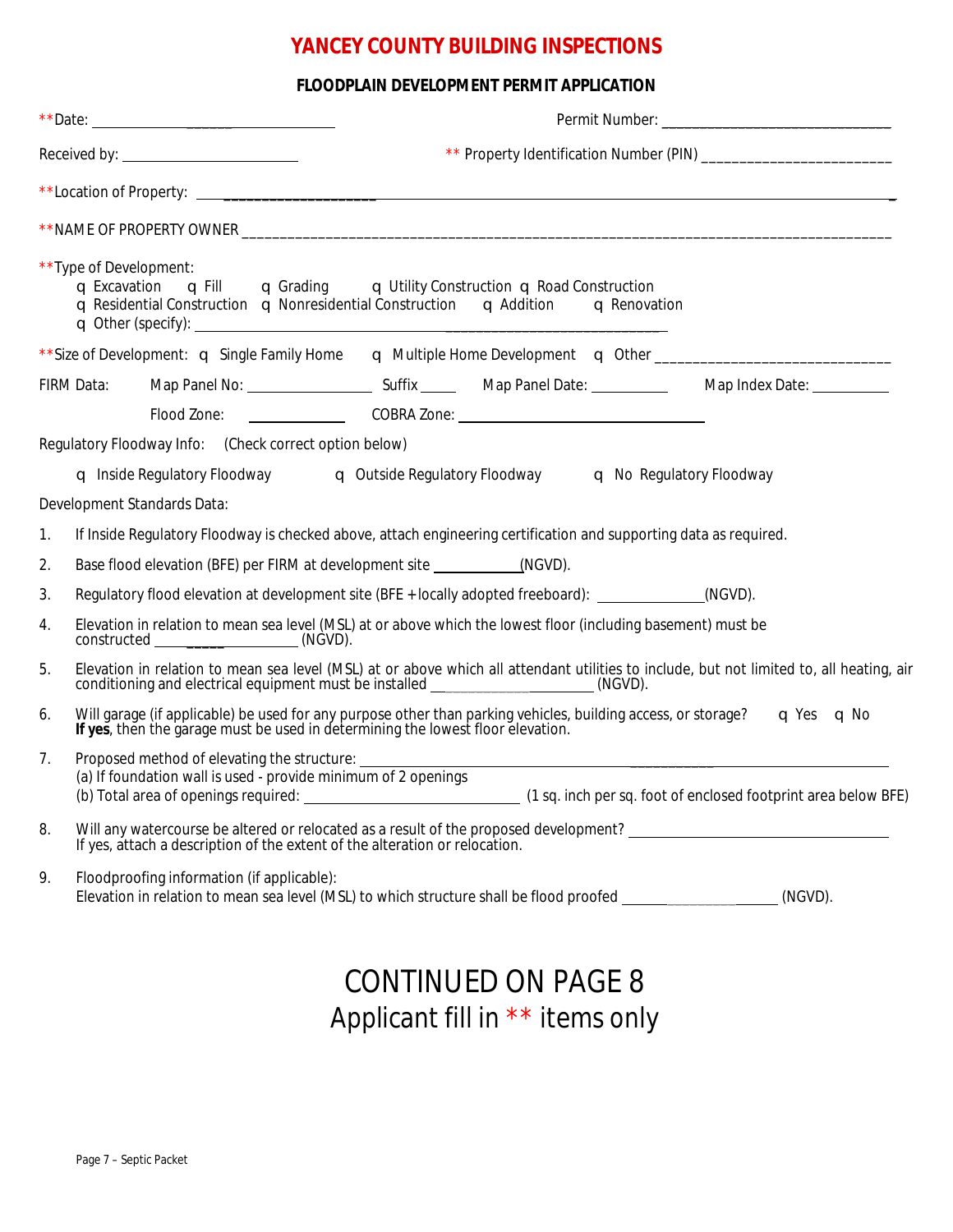# YANCEY COUNTY BUILDING INSPECTIONS

## FLOODPLAIN DEVELOPMENT PERMIT APPLICATION

**Date: ______________________ Permit Number: ______________________________

Received by: ______________________ ** Property Identification Number (PIN) ________________________

**Location of Property: ______________________________________________________________

**NAME OF PROPERTY OWNER ____________________________________________________________

**Type of Development:

- q Excavation q Fill q Grading q Utility Construction q Road Construction
- q Residential Construction q Nonresidential Construction q Addition q Renovation
- q Other (specify): ______________________________

**Size of Development: q Single Family Home q Multiple Home Development q Other ______________________________

FIRM Data: Map Panel No: ________________ Suffix _____ Map Panel Date: __________ Map Index Date: __________

Flood Zone: ____________ COBRA Zone: ______________________________

Regulatory Floodway Info: (Check correct option below)

q Inside Regulatory Floodway q Outside Regulatory Floodway q No Regulatory Floodway

Development Standards Data:

1. If Inside Regulatory Floodway is checked above, attach engineering certification and supporting data as required.
2. Base flood elevation (BFE) per FIRM at development site ___________(NGVD).
3. Regulatory flood elevation at development site (BFE + locally adopted freeboard): ______________(NGVD).
4. Elevation in relation to mean sea level (MSL) at or above which the lowest floor (including basement) must be constructed ________________ (NGVD).
5. Elevation in relation to mean sea level (MSL) at or above which all attendant utilities to include, but not limited to, all heating, air conditioning and electrical equipment must be installed ____________________ (NGVD).
6. Will garage (if applicable) be used for any purpose other than parking vehicles, building access, or storage? q Yes q No
   **If yes**, then the garage must be used in determining the lowest floor elevation.
7. Proposed method of elevating the structure: ______________________________
   (a) If foundation wall is used - provide minimum of 2 openings
   (b) Total area of openings required: ________________________ (1 sq. inch per sq. foot of enclosed footprint area below BFE)
8. Will any watercourse be altered or relocated as a result of the proposed development? ______________________________
   If yes, attach a description of the extent of the alteration or relocation.
9. Floodproofing information (if applicable):
   Elevation in relation to mean sea level (MSL) to which structure shall be flood proofed __________________ (NGVD).

# CONTINUED ON PAGE 8

## Applicant fill in ** items only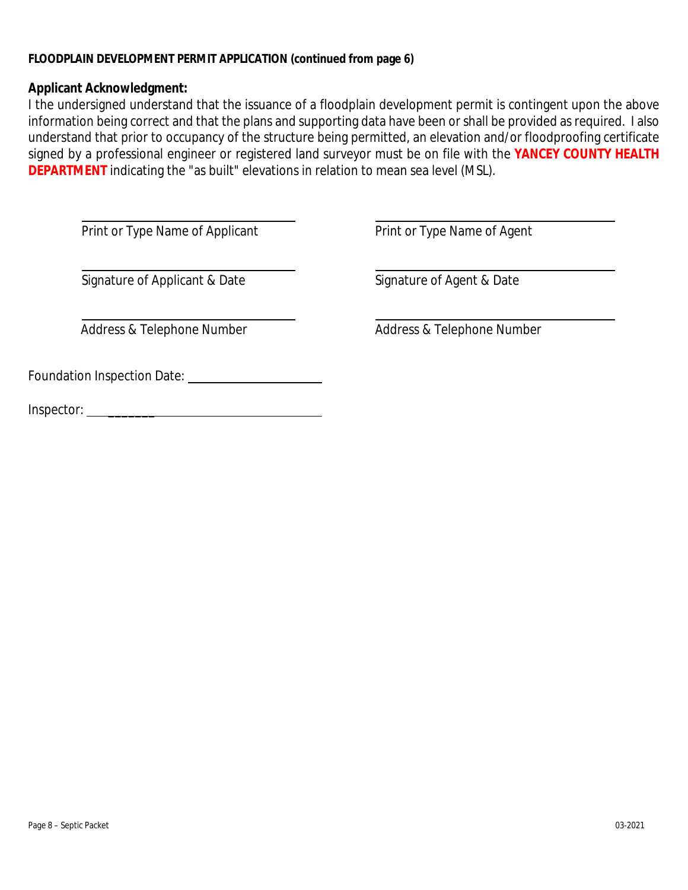**FLOODPLAIN DEVELOPMENT PERMIT APPLICATION (continued from page 6)**

**Applicant Acknowledgment:**

I the undersigned understand that the issuance of a floodplain development permit is contingent upon the above information being correct and that the plans and supporting data have been or shall be provided as required. I also understand that prior to occupancy of the structure being permitted, an elevation and/or floodproofing certificate signed by a professional engineer or registered land surveyor must be on file with the **YANCEY COUNTY HEALTH DEPARTMENT** indicating the "as built" elevations in relation to mean sea level (MSL).

| | |
|---|---|
| ______________________________ | ______________________________ |
| Print or Type Name of Applicant | Print or Type Name of Agent |
| ______________________________ | ______________________________ |
| Signature of Applicant & Date | Signature of Agent & Date |
| ______________________________ | ______________________________ |
| Address & Telephone Number | Address & Telephone Number |

Foundation Inspection Date: ______________________

Inspector: ______________________________